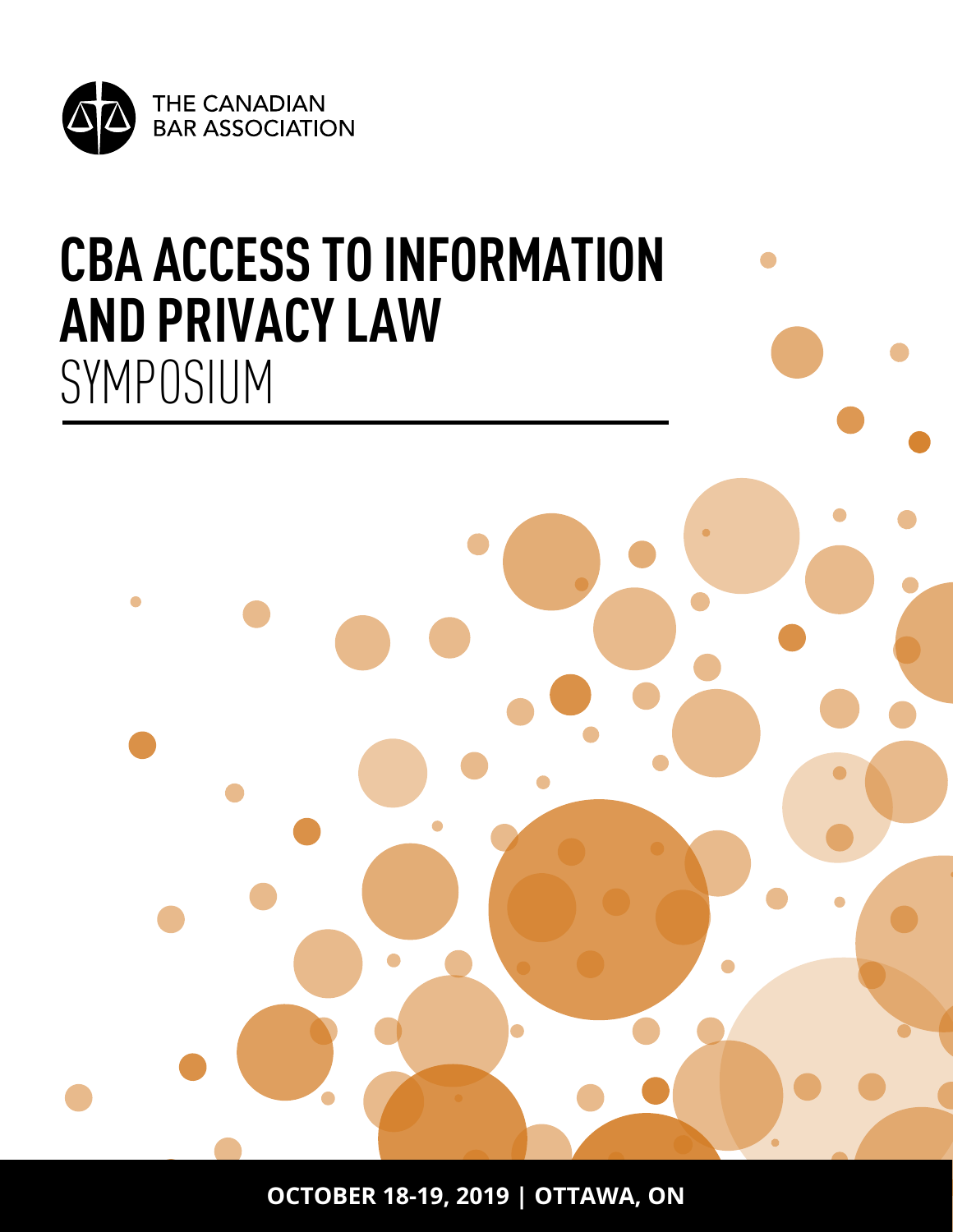THE CANADIAN BAR ASSOCIATION

# CBA ACCESS TO INFORMATION AND PRIVACY LAW SYMPOSIUM

**OCTOBER 18-19, 2019 | OTTAWA, ON**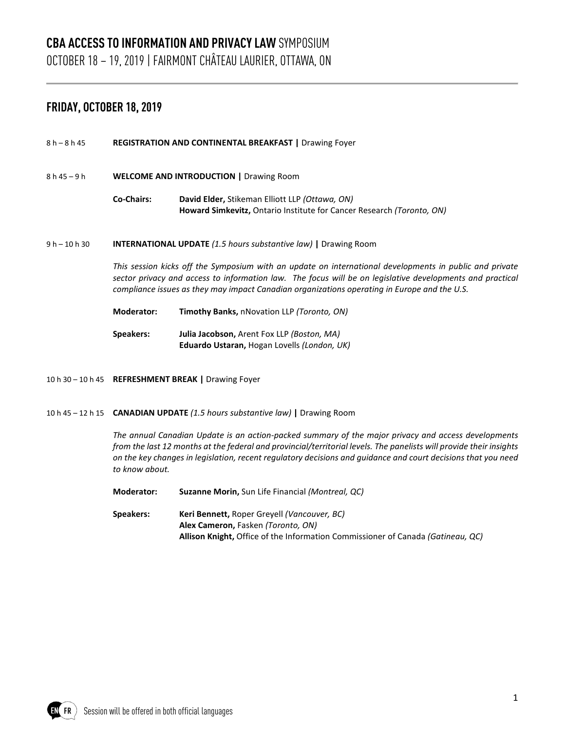# **CBA ACCESS TO INFORMATION AND PRIVACY LAW** SYMPOSIUM

OCTOBER 18 – 19, 2019 | FAIRMONT CHÂTEAU LAURIER, OTTAWA, ON

## FRIDAY, OCTOBER 18, 2019

8 h – 8 h 45 **REGISTRATION AND CONTINENTAL BREAKFAST |** Drawing Foyer

8 h 45 – 9 h **WELCOME AND INTRODUCTION |** Drawing Room

**Co-Chairs:** **David Elder,** Stikeman Elliott LLP *(Ottawa, ON)*
**Howard Simkevitz,** Ontario Institute for Cancer Research *(Toronto, ON)*

9 h – 10 h 30 **INTERNATIONAL UPDATE** *(1.5 hours substantive law)* **|** Drawing Room

*This session kicks off the Symposium with an update on international developments in public and private sector privacy and access to information law. The focus will be on legislative developments and practical compliance issues as they may impact Canadian organizations operating in Europe and the U.S.*

**Moderator:** **Timothy Banks,** nNovation LLP *(Toronto, ON)*

**Speakers:** **Julia Jacobson,** Arent Fox LLP *(Boston, MA)*
**Eduardo Ustaran,** Hogan Lovells *(London, UK)*

10 h 30 – 10 h 45 **REFRESHMENT BREAK |** Drawing Foyer

10 h 45 – 12 h 15 **CANADIAN UPDATE** *(1.5 hours substantive law)* **|** Drawing Room

*The annual Canadian Update is an action-packed summary of the major privacy and access developments from the last 12 months at the federal and provincial/territorial levels. The panelists will provide their insights on the key changes in legislation, recent regulatory decisions and guidance and court decisions that you need to know about.*

**Moderator:** **Suzanne Morin,** Sun Life Financial *(Montreal, QC)*

**Speakers:** **Keri Bennett,** Roper Greyell *(Vancouver, BC)*
**Alex Cameron,** Fasken *(Toronto, ON)*
**Allison Knight,** Office of the Information Commissioner of Canada *(Gatineau, QC)*

EN FR Session will be offered in both official languages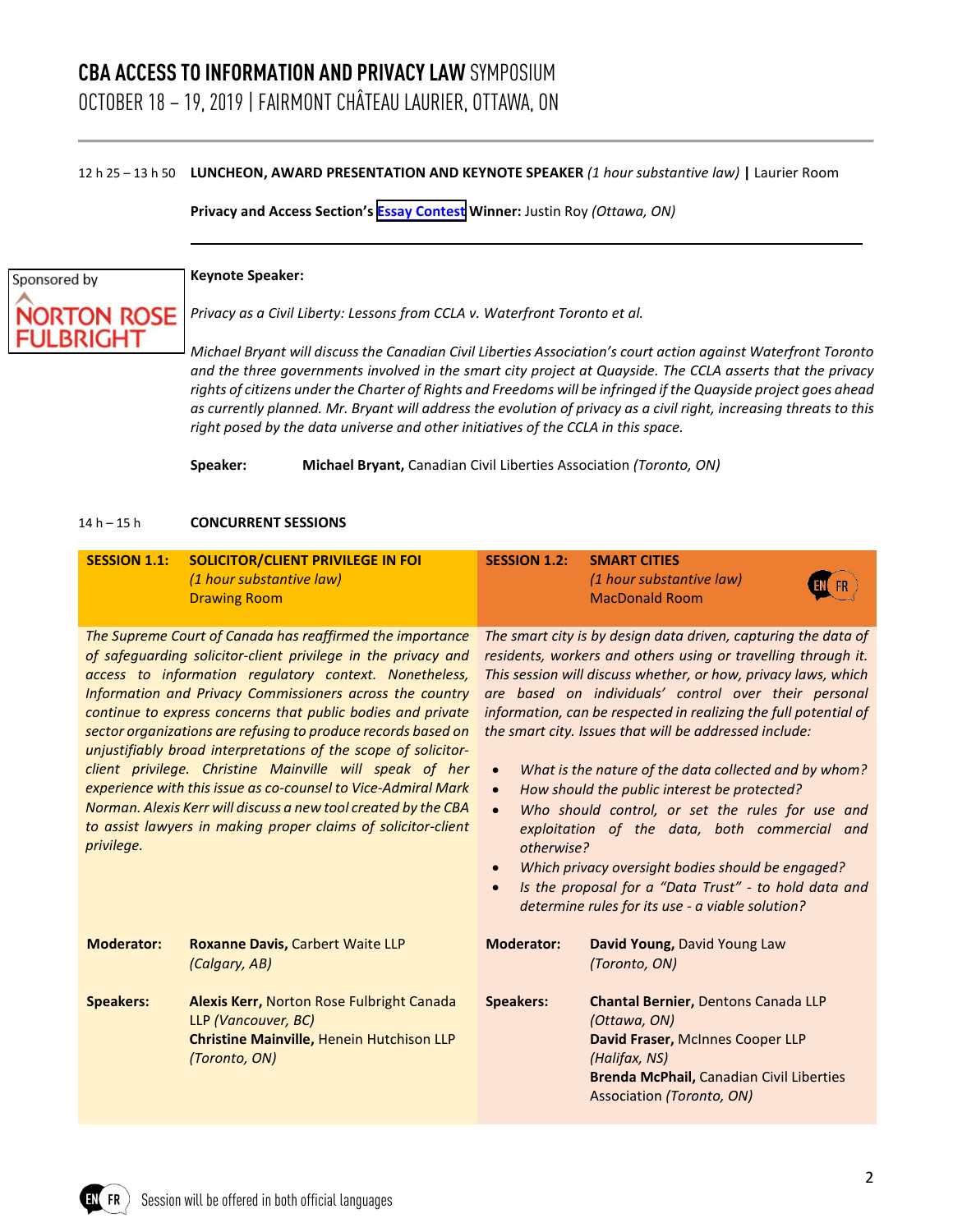# CBA ACCESS TO INFORMATION AND PRIVACY LAW SYMPOSIUM

OCTOBER 18 – 19, 2019 | FAIRMONT CHÂTEAU LAURIER, OTTAWA, ON

12 h 25 – 13 h 50 **LUNCHEON, AWARD PRESENTATION AND KEYNOTE SPEAKER** *(1 hour substantive law)* **|** Laurier Room

**Privacy and Access Section's Essay Contest Winner:** Justin Roy *(Ottawa, ON)*

---

Sponsored by NORTON ROSE FULBRIGHT

**Keynote Speaker:**

*Privacy as a Civil Liberty: Lessons from CCLA v. Waterfront Toronto et al.*

*Michael Bryant will discuss the Canadian Civil Liberties Association's court action against Waterfront Toronto and the three governments involved in the smart city project at Quayside. The CCLA asserts that the privacy rights of citizens under the Charter of Rights and Freedoms will be infringed if the Quayside project goes ahead as currently planned. Mr. Bryant will address the evolution of privacy as a civil right, increasing threats to this right posed by the data universe and other initiatives of the CCLA in this space.*

**Speaker:** **Michael Bryant,** Canadian Civil Liberties Association *(Toronto, ON)*

14 h – 15 h **CONCURRENT SESSIONS**

## SESSION 1.1: SOLICITOR/CLIENT PRIVILEGE IN FOI

*(1 hour substantive law)*
Drawing Room

*The Supreme Court of Canada has reaffirmed the importance of safeguarding solicitor-client privilege in the privacy and access to information regulatory context. Nonetheless, Information and Privacy Commissioners across the country continue to express concerns that public bodies and private sector organizations are refusing to produce records based on unjustifiably broad interpretations of the scope of solicitor-client privilege. Christine Mainville will speak of her experience with this issue as co-counsel to Vice-Admiral Mark Norman. Alexis Kerr will discuss a new tool created by the CBA to assist lawyers in making proper claims of solicitor-client privilege.*

**Moderator:** **Roxanne Davis,** Carbert Waite LLP *(Calgary, AB)*

**Speakers:**
**Alexis Kerr,** Norton Rose Fulbright Canada LLP *(Vancouver, BC)*
**Christine Mainville,** Henein Hutchison LLP *(Toronto, ON)*

## SESSION 1.2: SMART CITIES

*(1 hour substantive law)*
MacDonald Room
EN FR

*The smart city is by design data driven, capturing the data of residents, workers and others using or travelling through it. This session will discuss whether, or how, privacy laws, which are based on individuals' control over their personal information, can be respected in realizing the full potential of the smart city. Issues that will be addressed include:*

- *What is the nature of the data collected and by whom?*
- *How should the public interest be protected?*
- *Who should control, or set the rules for use and exploitation of the data, both commercial and otherwise?*
- *Which privacy oversight bodies should be engaged?*
- *Is the proposal for a "Data Trust" - to hold data and determine rules for its use - a viable solution?*

**Moderator:** **David Young,** David Young Law *(Toronto, ON)*

**Speakers:**
**Chantal Bernier,** Dentons Canada LLP *(Ottawa, ON)*
**David Fraser,** McInnes Cooper LLP *(Halifax, NS)*
**Brenda McPhail,** Canadian Civil Liberties Association *(Toronto, ON)*

EN FR Session will be offered in both official languages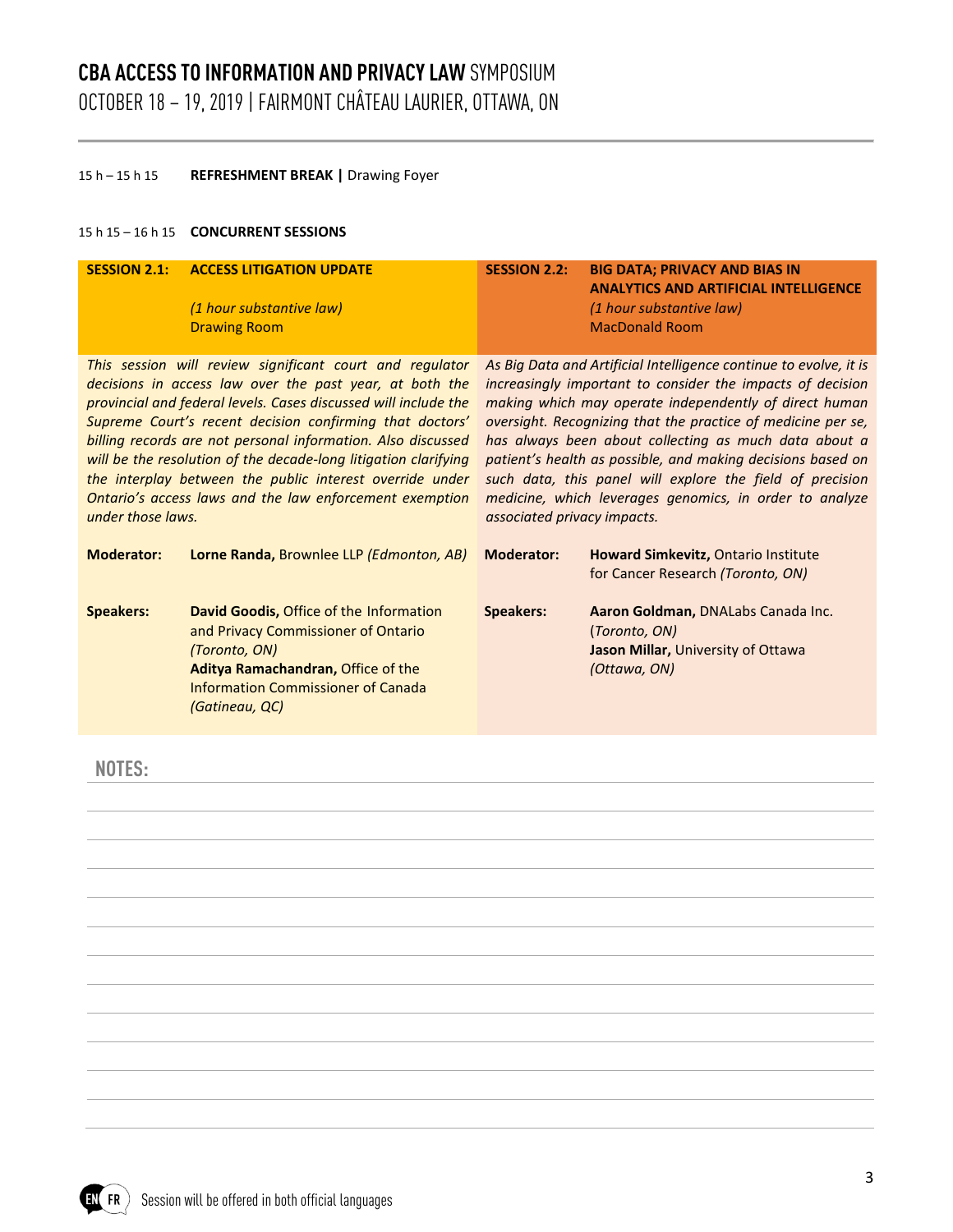15 h – 15 h 15 **REFRESHMENT BREAK |** Drawing Foyer

15 h 15 – 16 h 15 **CONCURRENT SESSIONS**

**SESSION 2.1: ACCESS LITIGATION UPDATE**

*(1 hour substantive law)*
Drawing Room

*This session will review significant court and regulator decisions in access law over the past year, at both the provincial and federal levels. Cases discussed will include the Supreme Court's recent decision confirming that doctors' billing records are not personal information. Also discussed will be the resolution of the decade-long litigation clarifying the interplay between the public interest override under Ontario's access laws and the law enforcement exemption under those laws.*

**Moderator:** **Lorne Randa,** Brownlee LLP *(Edmonton, AB)*

**Speakers:** **David Goodis,** Office of the Information and Privacy Commissioner of Ontario *(Toronto, ON)*
**Aditya Ramachandran,** Office of the Information Commissioner of Canada *(Gatineau, QC)*

**SESSION 2.2: BIG DATA; PRIVACY AND BIAS IN ANALYTICS AND ARTIFICIAL INTELLIGENCE**

*(1 hour substantive law)*
MacDonald Room

*As Big Data and Artificial Intelligence continue to evolve, it is increasingly important to consider the impacts of decision making which may operate independently of direct human oversight. Recognizing that the practice of medicine per se, has always been about collecting as much data about a patient's health as possible, and making decisions based on such data, this panel will explore the field of precision medicine, which leverages genomics, in order to analyze associated privacy impacts.*

**Moderator:** **Howard Simkevitz,** Ontario Institute for Cancer Research *(Toronto, ON)*

**Speakers:** **Aaron Goldman,** DNALabs Canada Inc. (*Toronto, ON)*
**Jason Millar,** University of Ottawa *(Ottawa, ON)*

**NOTES:**

EN FR Session will be offered in both official languages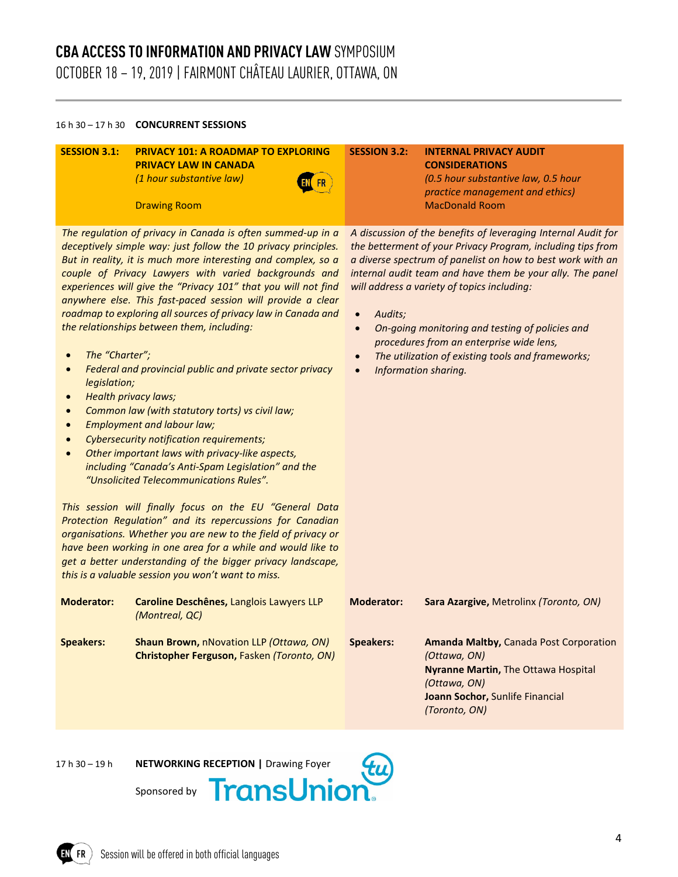16 h 30 – 17 h 30 **CONCURRENT SESSIONS**

## SESSION 3.1: PRIVACY 101: A ROADMAP TO EXPLORING PRIVACY LAW IN CANADA

*(1 hour substantive law)* EN FR

Drawing Room

*The regulation of privacy in Canada is often summed-up in a deceptively simple way: just follow the 10 privacy principles. But in reality, it is much more interesting and complex, so a couple of Privacy Lawyers with varied backgrounds and experiences will give the "Privacy 101" that you will not find anywhere else. This fast-paced session will provide a clear roadmap to exploring all sources of privacy law in Canada and the relationships between them, including:*

- *The "Charter";*
- *Federal and provincial public and private sector privacy legislation;*
- *Health privacy laws;*
- *Common law (with statutory torts) vs civil law;*
- *Employment and labour law;*
- *Cybersecurity notification requirements;*
- *Other important laws with privacy-like aspects, including "Canada's Anti-Spam Legislation" and the "Unsolicited Telecommunications Rules".*

*This session will finally focus on the EU "General Data Protection Regulation" and its repercussions for Canadian organisations. Whether you are new to the field of privacy or have been working in one area for a while and would like to get a better understanding of the bigger privacy landscape, this is a valuable session you won't want to miss.*

**Moderator:** **Caroline Deschênes,** Langlois Lawyers LLP *(Montreal, QC)*

**Speakers:** **Shaun Brown,** nNovation LLP *(Ottawa, ON)*
**Christopher Ferguson,** Fasken *(Toronto, ON)*

## SESSION 3.2: INTERNAL PRIVACY AUDIT CONSIDERATIONS

*(0.5 hour substantive law, 0.5 hour practice management and ethics)*

MacDonald Room

*A discussion of the benefits of leveraging Internal Audit for the betterment of your Privacy Program, including tips from a diverse spectrum of panelist on how to best work with an internal audit team and have them be your ally. The panel will address a variety of topics including:*

- *Audits;*
- *On-going monitoring and testing of policies and procedures from an enterprise wide lens,*
- *The utilization of existing tools and frameworks;*
- *Information sharing.*

**Moderator:** **Sara Azargive,** Metrolinx *(Toronto, ON)*

**Speakers:** **Amanda Maltby,** Canada Post Corporation *(Ottawa, ON)*
**Nyranne Martin,** The Ottawa Hospital *(Ottawa, ON)*
**Joann Sochor,** Sunlife Financial *(Toronto, ON)*

17 h 30 – 19 h **NETWORKING RECEPTION |** Drawing Foyer

Sponsored by TransUnion

EN FR Session will be offered in both official languages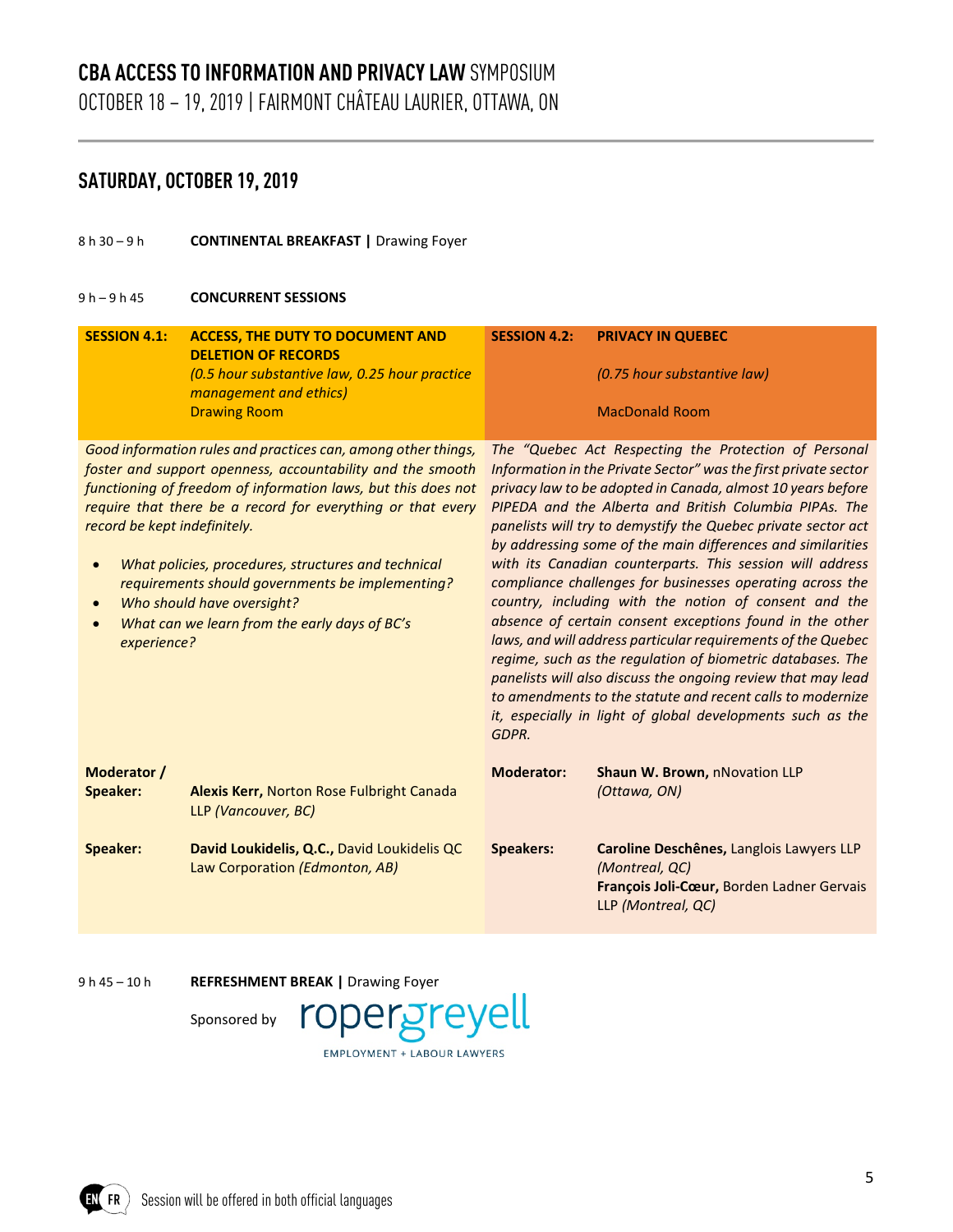# CBA ACCESS TO INFORMATION AND PRIVACY LAW SYMPOSIUM

OCTOBER 18 – 19, 2019 | FAIRMONT CHÂTEAU LAURIER, OTTAWA, ON

## SATURDAY, OCTOBER 19, 2019

8 h 30 – 9 h **CONTINENTAL BREAKFAST |** Drawing Foyer

9 h – 9 h 45 **CONCURRENT SESSIONS**

### SESSION 4.1: ACCESS, THE DUTY TO DOCUMENT AND DELETION OF RECORDS

*(0.5 hour substantive law, 0.25 hour practice management and ethics)*
Drawing Room

*Good information rules and practices can, among other things, foster and support openness, accountability and the smooth functioning of freedom of information laws, but this does not require that there be a record for everything or that every record be kept indefinitely.*

- *What policies, procedures, structures and technical requirements should governments be implementing?*
- *Who should have oversight?*
- *What can we learn from the early days of BC's experience?*

**Moderator / Speaker:** **Alexis Kerr,** Norton Rose Fulbright Canada LLP *(Vancouver, BC)*

**Speaker:** **David Loukidelis, Q.C.,** David Loukidelis QC Law Corporation *(Edmonton, AB)*

### SESSION 4.2: PRIVACY IN QUEBEC

*(0.75 hour substantive law)*

MacDonald Room

*The "Quebec Act Respecting the Protection of Personal Information in the Private Sector" was the first private sector privacy law to be adopted in Canada, almost 10 years before PIPEDA and the Alberta and British Columbia PIPAs. The panelists will try to demystify the Quebec private sector act by addressing some of the main differences and similarities with its Canadian counterparts. This session will address compliance challenges for businesses operating across the country, including with the notion of consent and the absence of certain consent exceptions found in the other laws, and will address particular requirements of the Quebec regime, such as the regulation of biometric databases. The panelists will also discuss the ongoing review that may lead to amendments to the statute and recent calls to modernize it, especially in light of global developments such as the GDPR.*

**Moderator:** **Shaun W. Brown,** nNovation LLP *(Ottawa, ON)*

**Speakers:** **Caroline Deschênes,** Langlois Lawyers LLP *(Montreal, QC)*
**François Joli-Cœur,** Borden Ladner Gervais LLP *(Montreal, QC)*

9 h 45 – 10 h **REFRESHMENT BREAK |** Drawing Foyer

Sponsored by ropergreyell EMPLOYMENT + LABOUR LAWYERS

EN FR Session will be offered in both official languages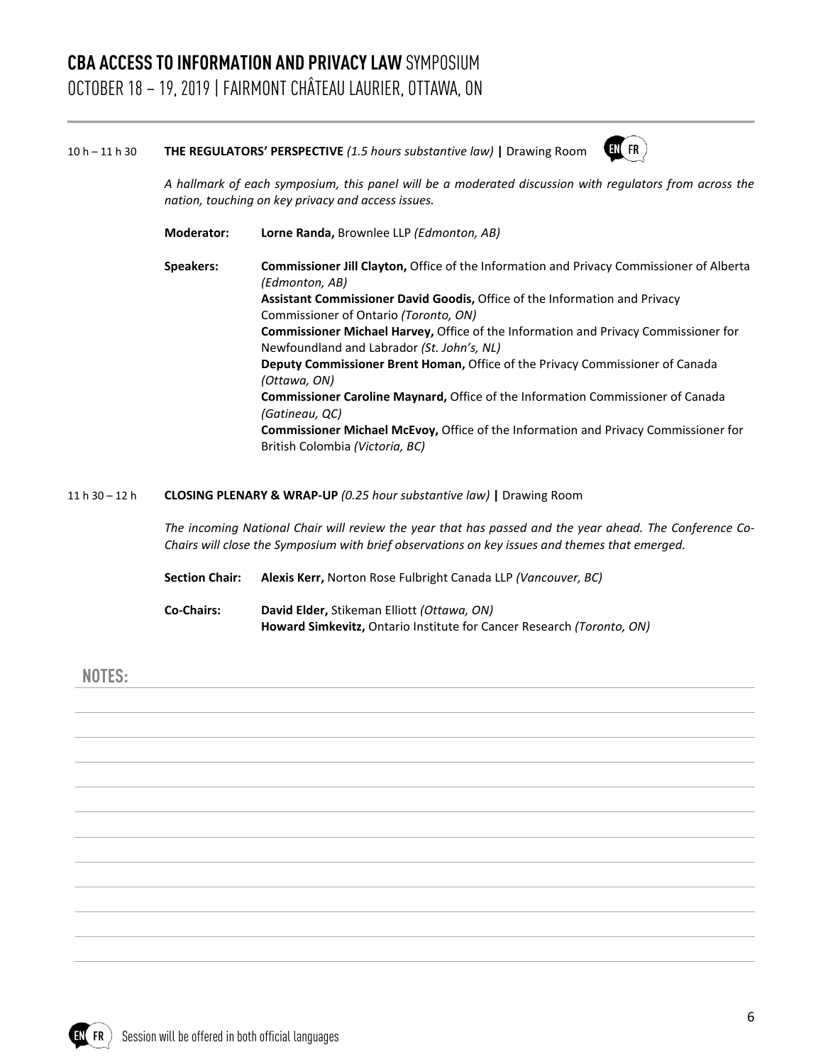10 h – 11 h 30 **THE REGULATORS' PERSPECTIVE** *(1.5 hours substantive law)* **|** Drawing Room EN FR

*A hallmark of each symposium, this panel will be a moderated discussion with regulators from across the nation, touching on key privacy and access issues.*

**Moderator:** **Lorne Randa,** Brownlee LLP *(Edmonton, AB)*

**Speakers:**

**Commissioner Jill Clayton,** Office of the Information and Privacy Commissioner of Alberta *(Edmonton, AB)*

**Assistant Commissioner David Goodis,** Office of the Information and Privacy Commissioner of Ontario *(Toronto, ON)*

**Commissioner Michael Harvey,** Office of the Information and Privacy Commissioner for Newfoundland and Labrador *(St. John's, NL)*

**Deputy Commissioner Brent Homan,** Office of the Privacy Commissioner of Canada *(Ottawa, ON)*

**Commissioner Caroline Maynard,** Office of the Information Commissioner of Canada *(Gatineau, QC)*

**Commissioner Michael McEvoy,** Office of the Information and Privacy Commissioner for British Colombia *(Victoria, BC)*

11 h 30 – 12 h **CLOSING PLENARY & WRAP-UP** *(0.25 hour substantive law)* **|** Drawing Room

*The incoming National Chair will review the year that has passed and the year ahead. The Conference Co-Chairs will close the Symposium with brief observations on key issues and themes that emerged.*

**Section Chair:** **Alexis Kerr,** Norton Rose Fulbright Canada LLP *(Vancouver, BC)*

**Co-Chairs:**

**David Elder,** Stikeman Elliott *(Ottawa, ON)*

**Howard Simkevitz,** Ontario Institute for Cancer Research *(Toronto, ON)*

**NOTES:**

EN FR Session will be offered in both official languages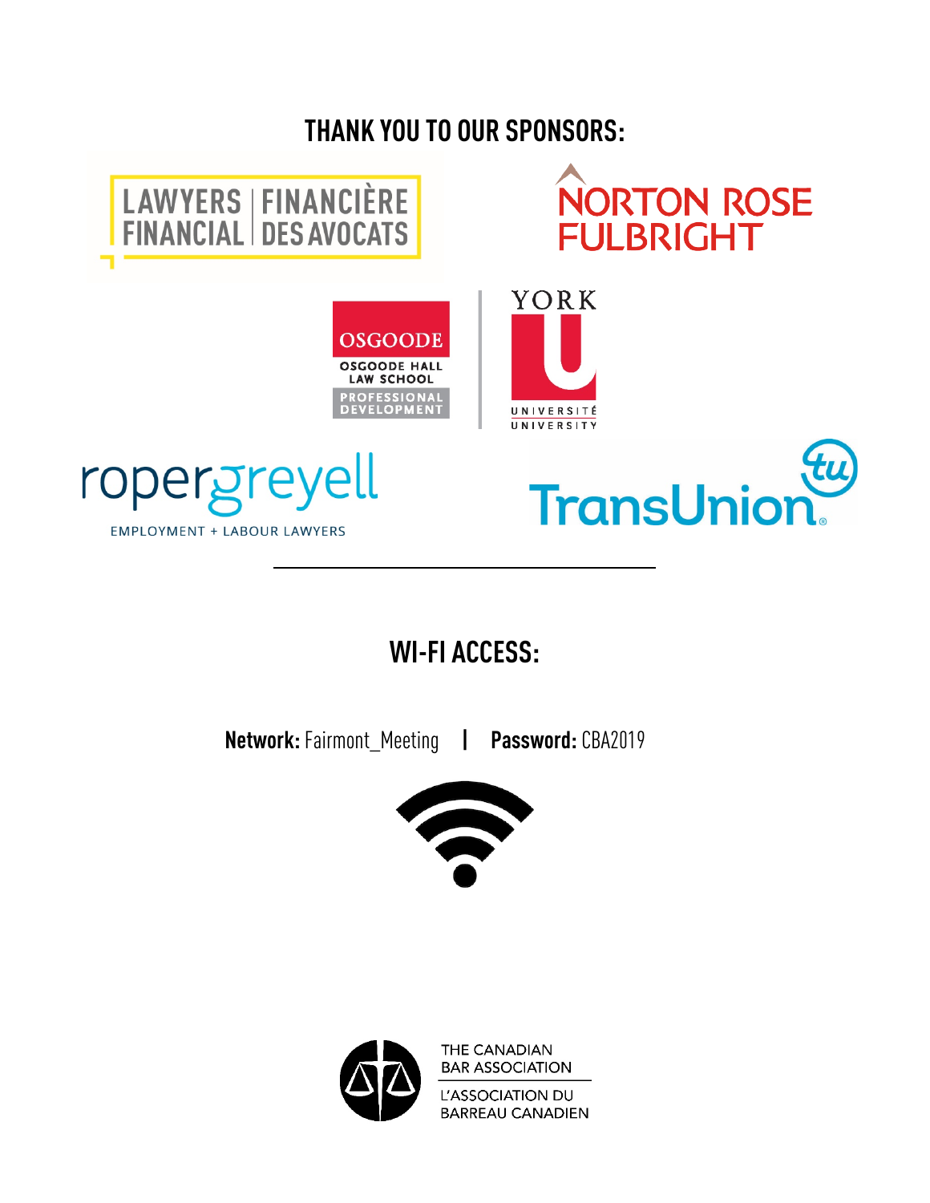## THANK YOU TO OUR SPONSORS:

LAWYERS FINANCIAL | FINANCIÈRE DES AVOCATS

NORTON ROSE FULBRIGHT

OSGOODE
OSGOODE HALL LAW SCHOOL
PROFESSIONAL DEVELOPMENT

YORK
UNIVERSITÉ
UNIVERSITY

ropergreyell
EMPLOYMENT + LABOUR LAWYERS

TransUnion

---

## WI-FI ACCESS:

**Network:** Fairmont_Meeting | **Password:** CBA2019

THE CANADIAN BAR ASSOCIATION
L'ASSOCIATION DU BARREAU CANADIEN